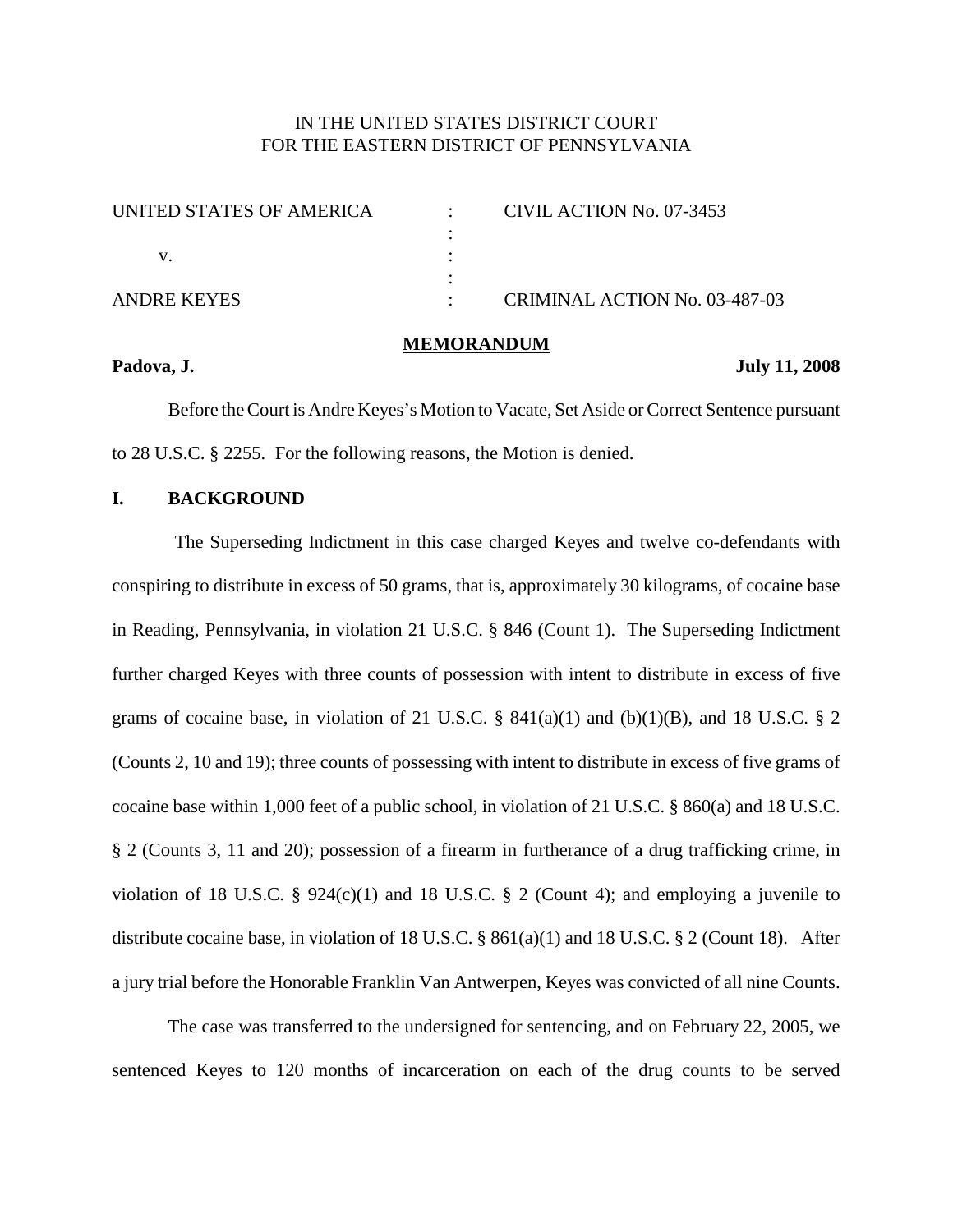IN THE UNITED STATES DISTRICT COURT
FOR THE EASTERN DISTRICT OF PENNSYLVANIA

| | | |
|---|---|---|
| UNITED STATES OF AMERICA | : | CIVIL ACTION No. 07-3453 |
| | : | |
| v. | : | |
| | : | |
| ANDRE KEYES | : | CRIMINAL ACTION No. 03-487-03 |

## MEMORANDUM

**Padova, J.** **July 11, 2008**

Before the Court is Andre Keyes's Motion to Vacate, Set Aside or Correct Sentence pursuant to 28 U.S.C. § 2255. For the following reasons, the Motion is denied.

## I. BACKGROUND

The Superseding Indictment in this case charged Keyes and twelve co-defendants with conspiring to distribute in excess of 50 grams, that is, approximately 30 kilograms, of cocaine base in Reading, Pennsylvania, in violation 21 U.S.C. § 846 (Count 1). The Superseding Indictment further charged Keyes with three counts of possession with intent to distribute in excess of five grams of cocaine base, in violation of 21 U.S.C. § 841(a)(1) and (b)(1)(B), and 18 U.S.C. § 2 (Counts 2, 10 and 19); three counts of possessing with intent to distribute in excess of five grams of cocaine base within 1,000 feet of a public school, in violation of 21 U.S.C. § 860(a) and 18 U.S.C. § 2 (Counts 3, 11 and 20); possession of a firearm in furtherance of a drug trafficking crime, in violation of 18 U.S.C. § 924(c)(1) and 18 U.S.C. § 2 (Count 4); and employing a juvenile to distribute cocaine base, in violation of 18 U.S.C. § 861(a)(1) and 18 U.S.C. § 2 (Count 18). After a jury trial before the Honorable Franklin Van Antwerpen, Keyes was convicted of all nine Counts.

The case was transferred to the undersigned for sentencing, and on February 22, 2005, we sentenced Keyes to 120 months of incarceration on each of the drug counts to be served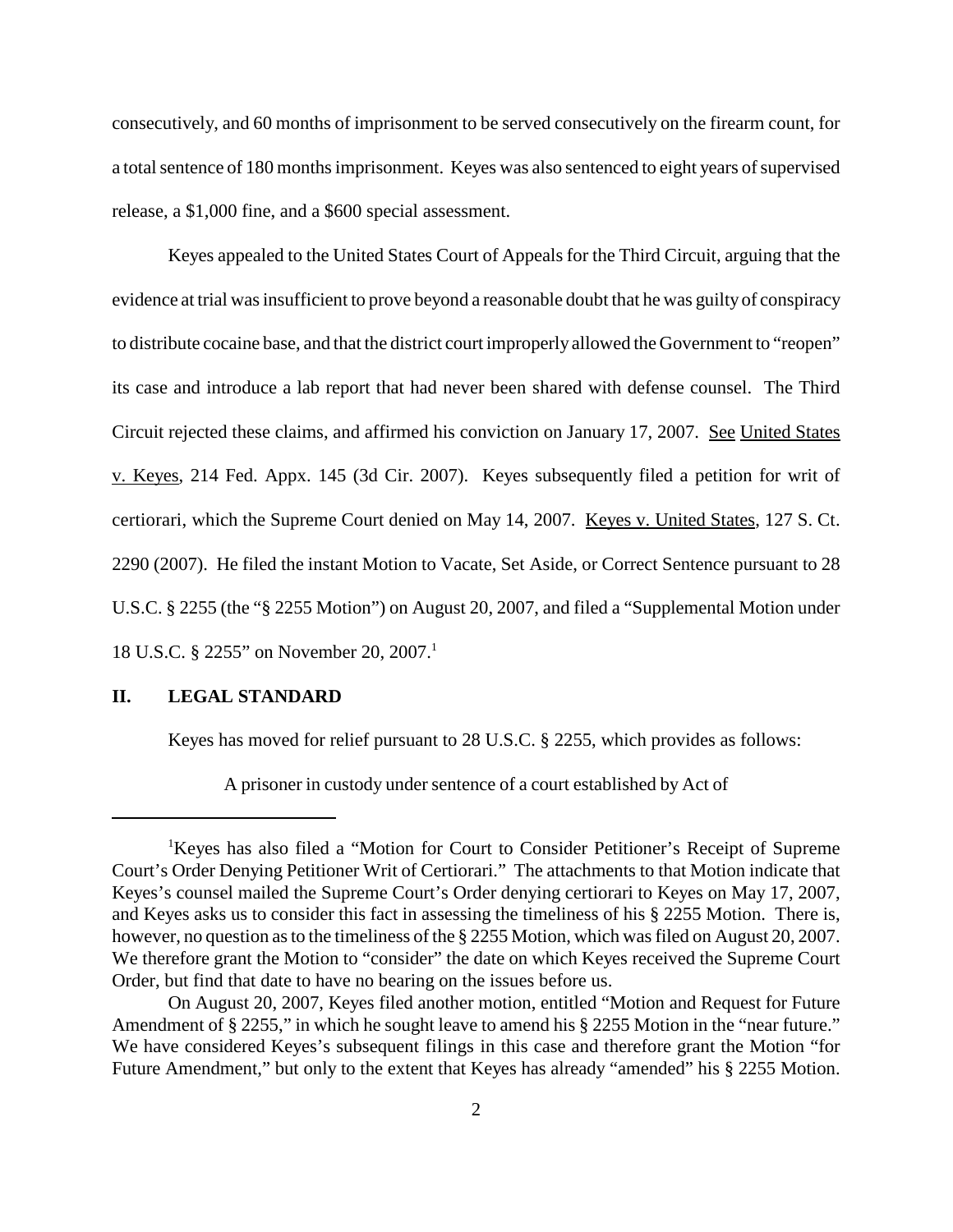consecutively, and 60 months of imprisonment to be served consecutively on the firearm count, for a total sentence of 180 months imprisonment. Keyes was also sentenced to eight years of supervised release, a $1,000 fine, and a $600 special assessment.

Keyes appealed to the United States Court of Appeals for the Third Circuit, arguing that the evidence at trial was insufficient to prove beyond a reasonable doubt that he was guilty of conspiracy to distribute cocaine base, and that the district court improperly allowed the Government to "reopen" its case and introduce a lab report that had never been shared with defense counsel. The Third Circuit rejected these claims, and affirmed his conviction on January 17, 2007. See United States v. Keyes, 214 Fed. Appx. 145 (3d Cir. 2007). Keyes subsequently filed a petition for writ of certiorari, which the Supreme Court denied on May 14, 2007. Keyes v. United States, 127 S. Ct. 2290 (2007). He filed the instant Motion to Vacate, Set Aside, or Correct Sentence pursuant to 28 U.S.C. § 2255 (the "§ 2255 Motion") on August 20, 2007, and filed a "Supplemental Motion under 18 U.S.C. § 2255" on November 20, 2007.[1]

## II. LEGAL STANDARD

Keyes has moved for relief pursuant to 28 U.S.C. § 2255, which provides as follows:

> A prisoner in custody under sentence of a court established by Act of

---

[1]Keyes has also filed a "Motion for Court to Consider Petitioner's Receipt of Supreme Court's Order Denying Petitioner Writ of Certiorari." The attachments to that Motion indicate that Keyes's counsel mailed the Supreme Court's Order denying certiorari to Keyes on May 17, 2007, and Keyes asks us to consider this fact in assessing the timeliness of his § 2255 Motion. There is, however, no question as to the timeliness of the § 2255 Motion, which was filed on August 20, 2007. We therefore grant the Motion to "consider" the date on which Keyes received the Supreme Court Order, but find that date to have no bearing on the issues before us.

On August 20, 2007, Keyes filed another motion, entitled "Motion and Request for Future Amendment of § 2255," in which he sought leave to amend his § 2255 Motion in the "near future." We have considered Keyes's subsequent filings in this case and therefore grant the Motion "for Future Amendment," but only to the extent that Keyes has already "amended" his § 2255 Motion.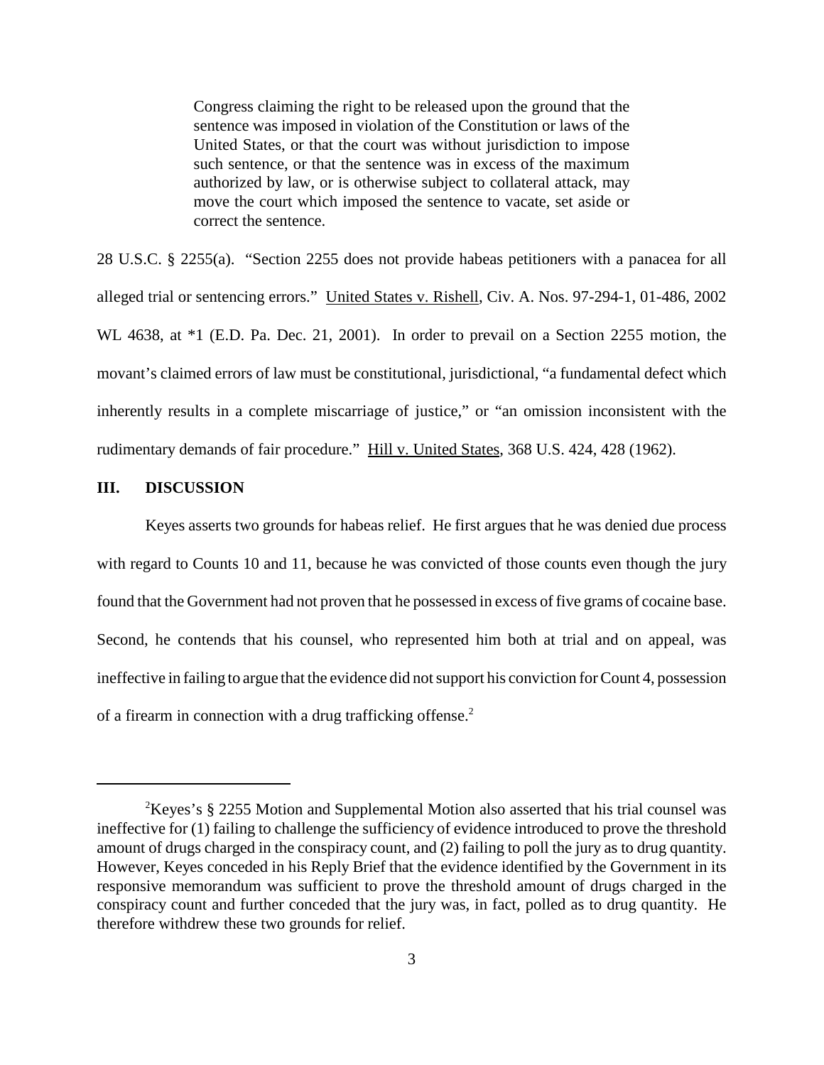> Congress claiming the right to be released upon the ground that the sentence was imposed in violation of the Constitution or laws of the United States, or that the court was without jurisdiction to impose such sentence, or that the sentence was in excess of the maximum authorized by law, or is otherwise subject to collateral attack, may move the court which imposed the sentence to vacate, set aside or correct the sentence.

28 U.S.C. § 2255(a). "Section 2255 does not provide habeas petitioners with a panacea for all alleged trial or sentencing errors." United States v. Rishell, Civ. A. Nos. 97-294-1, 01-486, 2002 WL 4638, at *1 (E.D. Pa. Dec. 21, 2001). In order to prevail on a Section 2255 motion, the movant's claimed errors of law must be constitutional, jurisdictional, "a fundamental defect which inherently results in a complete miscarriage of justice," or "an omission inconsistent with the rudimentary demands of fair procedure." Hill v. United States, 368 U.S. 424, 428 (1962).

## III. DISCUSSION

Keyes asserts two grounds for habeas relief. He first argues that he was denied due process with regard to Counts 10 and 11, because he was convicted of those counts even though the jury found that the Government had not proven that he possessed in excess of five grams of cocaine base. Second, he contends that his counsel, who represented him both at trial and on appeal, was ineffective in failing to argue that the evidence did not support his conviction for Count 4, possession of a firearm in connection with a drug trafficking offense.[2]

---

[2]Keyes's § 2255 Motion and Supplemental Motion also asserted that his trial counsel was ineffective for (1) failing to challenge the sufficiency of evidence introduced to prove the threshold amount of drugs charged in the conspiracy count, and (2) failing to poll the jury as to drug quantity. However, Keyes conceded in his Reply Brief that the evidence identified by the Government in its responsive memorandum was sufficient to prove the threshold amount of drugs charged in the conspiracy count and further conceded that the jury was, in fact, polled as to drug quantity. He therefore withdrew these two grounds for relief.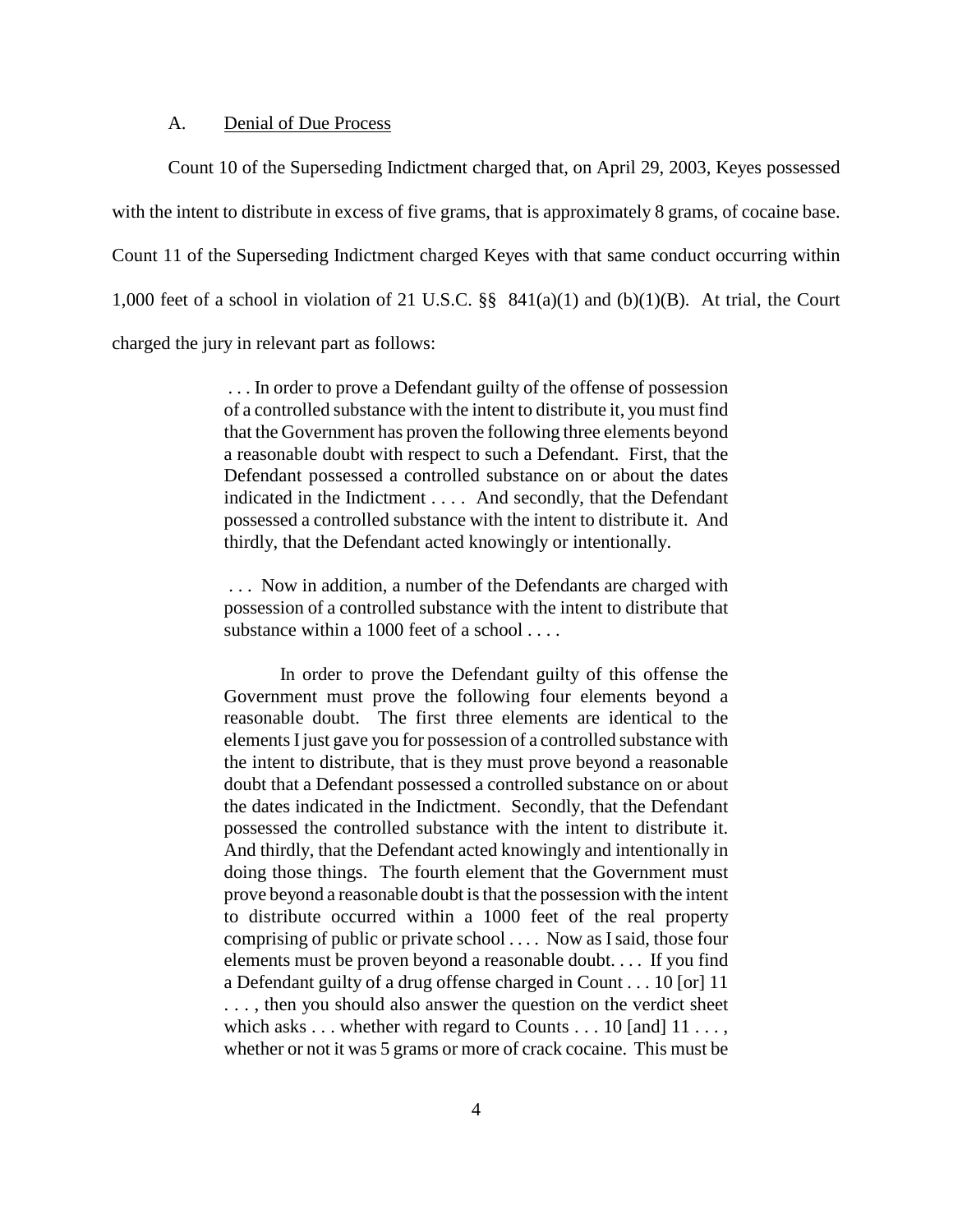### A. Denial of Due Process

Count 10 of the Superseding Indictment charged that, on April 29, 2003, Keyes possessed with the intent to distribute in excess of five grams, that is approximately 8 grams, of cocaine base. Count 11 of the Superseding Indictment charged Keyes with that same conduct occurring within 1,000 feet of a school in violation of 21 U.S.C. §§ 841(a)(1) and (b)(1)(B). At trial, the Court charged the jury in relevant part as follows:

> . . . In order to prove a Defendant guilty of the offense of possession of a controlled substance with the intent to distribute it, you must find that the Government has proven the following three elements beyond a reasonable doubt with respect to such a Defendant. First, that the Defendant possessed a controlled substance on or about the dates indicated in the Indictment . . . . And secondly, that the Defendant possessed a controlled substance with the intent to distribute it. And thirdly, that the Defendant acted knowingly or intentionally.
>
> . . . Now in addition, a number of the Defendants are charged with possession of a controlled substance with the intent to distribute that substance within a 1000 feet of a school . . . .
>
> In order to prove the Defendant guilty of this offense the Government must prove the following four elements beyond a reasonable doubt. The first three elements are identical to the elements I just gave you for possession of a controlled substance with the intent to distribute, that is they must prove beyond a reasonable doubt that a Defendant possessed a controlled substance on or about the dates indicated in the Indictment. Secondly, that the Defendant possessed the controlled substance with the intent to distribute it. And thirdly, that the Defendant acted knowingly and intentionally in doing those things. The fourth element that the Government must prove beyond a reasonable doubt is that the possession with the intent to distribute occurred within a 1000 feet of the real property comprising of public or private school . . . . Now as I said, those four elements must be proven beyond a reasonable doubt. . . . If you find a Defendant guilty of a drug offense charged in Count . . . 10 [or] 11 . . . , then you should also answer the question on the verdict sheet which asks . . . whether with regard to Counts . . . 10 [and] 11 . . . , whether or not it was 5 grams or more of crack cocaine. This must be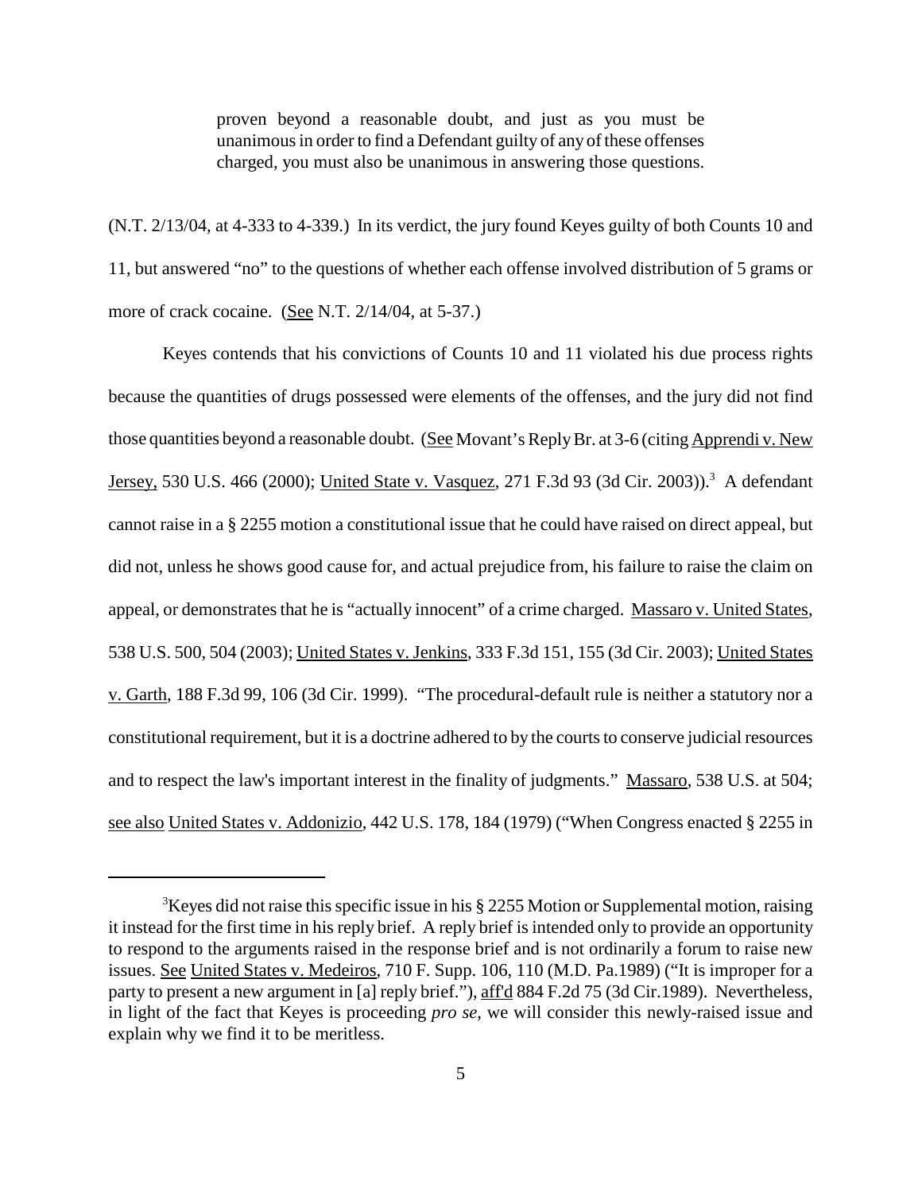> proven beyond a reasonable doubt, and just as you must be unanimous in order to find a Defendant guilty of any of these offenses charged, you must also be unanimous in answering those questions.

(N.T. 2/13/04, at 4-333 to 4-339.) In its verdict, the jury found Keyes guilty of both Counts 10 and 11, but answered "no" to the questions of whether each offense involved distribution of 5 grams or more of crack cocaine. (See N.T. 2/14/04, at 5-37.)

Keyes contends that his convictions of Counts 10 and 11 violated his due process rights because the quantities of drugs possessed were elements of the offenses, and the jury did not find those quantities beyond a reasonable doubt. (See Movant's Reply Br. at 3-6 (citing Apprendi v. New Jersey, 530 U.S. 466 (2000); United State v. Vasquez, 271 F.3d 93 (3d Cir. 2003)).[3] A defendant cannot raise in a § 2255 motion a constitutional issue that he could have raised on direct appeal, but did not, unless he shows good cause for, and actual prejudice from, his failure to raise the claim on appeal, or demonstrates that he is "actually innocent" of a crime charged. Massaro v. United States, 538 U.S. 500, 504 (2003); United States v. Jenkins, 333 F.3d 151, 155 (3d Cir. 2003); United States v. Garth, 188 F.3d 99, 106 (3d Cir. 1999). "The procedural-default rule is neither a statutory nor a constitutional requirement, but it is a doctrine adhered to by the courts to conserve judicial resources and to respect the law's important interest in the finality of judgments." Massaro, 538 U.S. at 504; see also United States v. Addonizio, 442 U.S. 178, 184 (1979) ("When Congress enacted § 2255 in

---

[3] Keyes did not raise this specific issue in his § 2255 Motion or Supplemental motion, raising it instead for the first time in his reply brief. A reply brief is intended only to provide an opportunity to respond to the arguments raised in the response brief and is not ordinarily a forum to raise new issues. See United States v. Medeiros, 710 F. Supp. 106, 110 (M.D. Pa.1989) ("It is improper for a party to present a new argument in [a] reply brief."), aff'd 884 F.2d 75 (3d Cir.1989). Nevertheless, in light of the fact that Keyes is proceeding *pro se*, we will consider this newly-raised issue and explain why we find it to be meritless.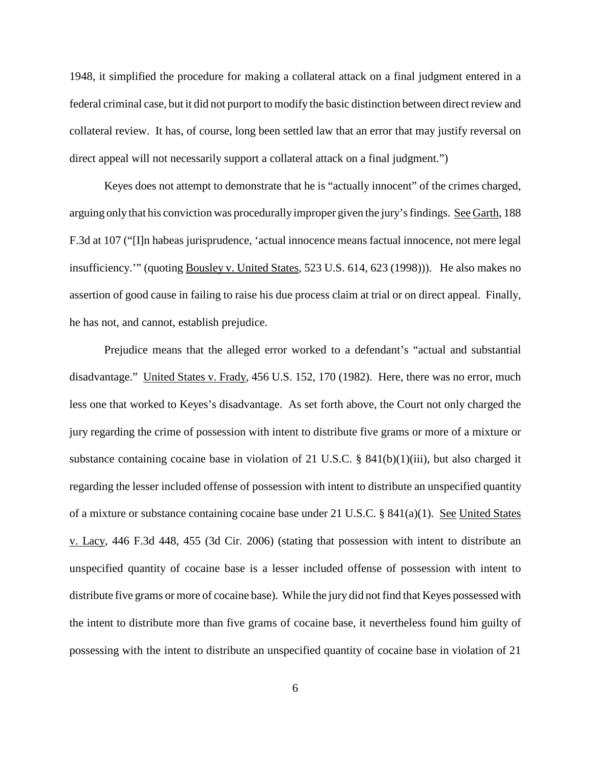1948, it simplified the procedure for making a collateral attack on a final judgment entered in a federal criminal case, but it did not purport to modify the basic distinction between direct review and collateral review. It has, of course, long been settled law that an error that may justify reversal on direct appeal will not necessarily support a collateral attack on a final judgment.")

Keyes does not attempt to demonstrate that he is "actually innocent" of the crimes charged, arguing only that his conviction was procedurally improper given the jury's findings. See Garth, 188 F.3d at 107 ("[I]n habeas jurisprudence, 'actual innocence means factual innocence, not mere legal insufficiency.'" (quoting Bousley v. United States, 523 U.S. 614, 623 (1998))). He also makes no assertion of good cause in failing to raise his due process claim at trial or on direct appeal. Finally, he has not, and cannot, establish prejudice.

Prejudice means that the alleged error worked to a defendant's "actual and substantial disadvantage." United States v. Frady, 456 U.S. 152, 170 (1982). Here, there was no error, much less one that worked to Keyes's disadvantage. As set forth above, the Court not only charged the jury regarding the crime of possession with intent to distribute five grams or more of a mixture or substance containing cocaine base in violation of 21 U.S.C. § 841(b)(1)(iii), but also charged it regarding the lesser included offense of possession with intent to distribute an unspecified quantity of a mixture or substance containing cocaine base under 21 U.S.C. § 841(a)(1). See United States v. Lacy, 446 F.3d 448, 455 (3d Cir. 2006) (stating that possession with intent to distribute an unspecified quantity of cocaine base is a lesser included offense of possession with intent to distribute five grams or more of cocaine base). While the jury did not find that Keyes possessed with the intent to distribute more than five grams of cocaine base, it nevertheless found him guilty of possessing with the intent to distribute an unspecified quantity of cocaine base in violation of 21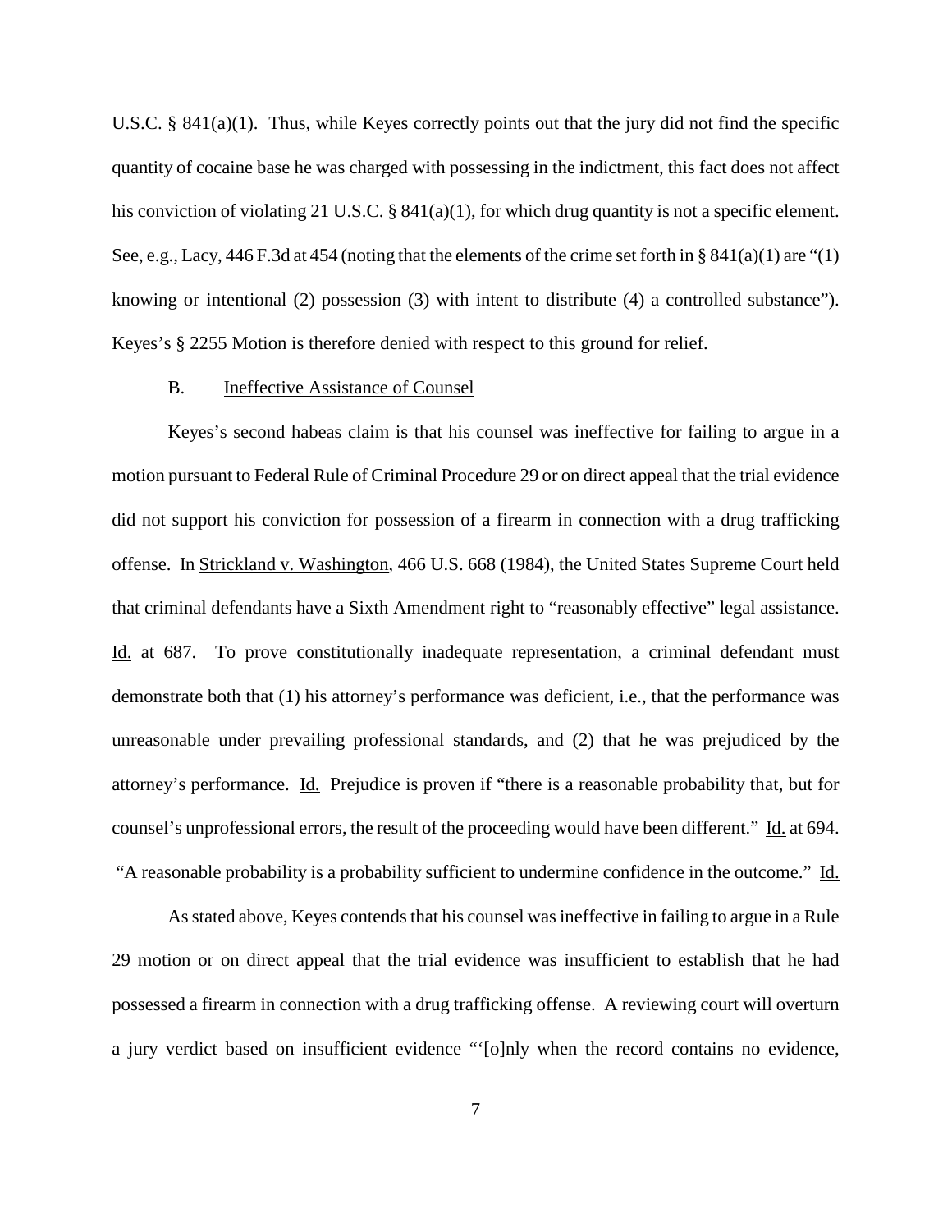U.S.C. § 841(a)(1). Thus, while Keyes correctly points out that the jury did not find the specific quantity of cocaine base he was charged with possessing in the indictment, this fact does not affect his conviction of violating 21 U.S.C. § 841(a)(1), for which drug quantity is not a specific element. See, e.g., Lacy, 446 F.3d at 454 (noting that the elements of the crime set forth in § 841(a)(1) are "(1) knowing or intentional (2) possession (3) with intent to distribute (4) a controlled substance"). Keyes's § 2255 Motion is therefore denied with respect to this ground for relief.

## B. Ineffective Assistance of Counsel

Keyes's second habeas claim is that his counsel was ineffective for failing to argue in a motion pursuant to Federal Rule of Criminal Procedure 29 or on direct appeal that the trial evidence did not support his conviction for possession of a firearm in connection with a drug trafficking offense. In Strickland v. Washington, 466 U.S. 668 (1984), the United States Supreme Court held that criminal defendants have a Sixth Amendment right to "reasonably effective" legal assistance. Id. at 687. To prove constitutionally inadequate representation, a criminal defendant must demonstrate both that (1) his attorney's performance was deficient, i.e., that the performance was unreasonable under prevailing professional standards, and (2) that he was prejudiced by the attorney's performance. Id. Prejudice is proven if "there is a reasonable probability that, but for counsel's unprofessional errors, the result of the proceeding would have been different." Id. at 694. "A reasonable probability is a probability sufficient to undermine confidence in the outcome." Id.

As stated above, Keyes contends that his counsel was ineffective in failing to argue in a Rule 29 motion or on direct appeal that the trial evidence was insufficient to establish that he had possessed a firearm in connection with a drug trafficking offense. A reviewing court will overturn a jury verdict based on insufficient evidence "'[o]nly when the record contains no evidence,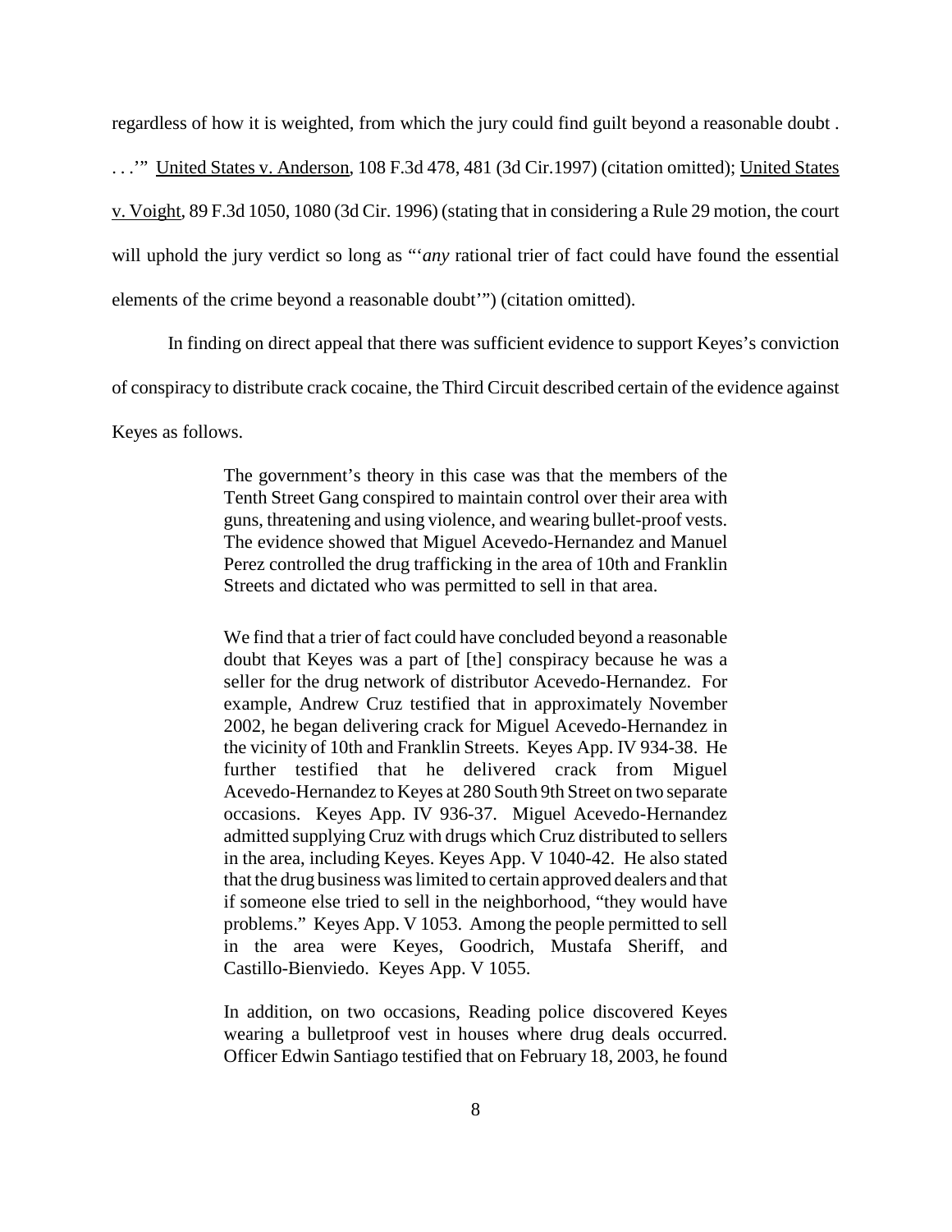regardless of how it is weighted, from which the jury could find guilt beyond a reasonable doubt . . . .'" United States v. Anderson, 108 F.3d 478, 481 (3d Cir.1997) (citation omitted); United States v. Voight, 89 F.3d 1050, 1080 (3d Cir. 1996) (stating that in considering a Rule 29 motion, the court will uphold the jury verdict so long as "'*any* rational trier of fact could have found the essential elements of the crime beyond a reasonable doubt'") (citation omitted).

In finding on direct appeal that there was sufficient evidence to support Keyes's conviction of conspiracy to distribute crack cocaine, the Third Circuit described certain of the evidence against Keyes as follows.

> The government's theory in this case was that the members of the Tenth Street Gang conspired to maintain control over their area with guns, threatening and using violence, and wearing bullet-proof vests. The evidence showed that Miguel Acevedo-Hernandez and Manuel Perez controlled the drug trafficking in the area of 10th and Franklin Streets and dictated who was permitted to sell in that area.
>
> We find that a trier of fact could have concluded beyond a reasonable doubt that Keyes was a part of [the] conspiracy because he was a seller for the drug network of distributor Acevedo-Hernandez. For example, Andrew Cruz testified that in approximately November 2002, he began delivering crack for Miguel Acevedo-Hernandez in the vicinity of 10th and Franklin Streets. Keyes App. IV 934-38. He further testified that he delivered crack from Miguel Acevedo-Hernandez to Keyes at 280 South 9th Street on two separate occasions. Keyes App. IV 936-37. Miguel Acevedo-Hernandez admitted supplying Cruz with drugs which Cruz distributed to sellers in the area, including Keyes. Keyes App. V 1040-42. He also stated that the drug business was limited to certain approved dealers and that if someone else tried to sell in the neighborhood, "they would have problems." Keyes App. V 1053. Among the people permitted to sell in the area were Keyes, Goodrich, Mustafa Sheriff, and Castillo-Bienviedo. Keyes App. V 1055.
>
> In addition, on two occasions, Reading police discovered Keyes wearing a bulletproof vest in houses where drug deals occurred. Officer Edwin Santiago testified that on February 18, 2003, he found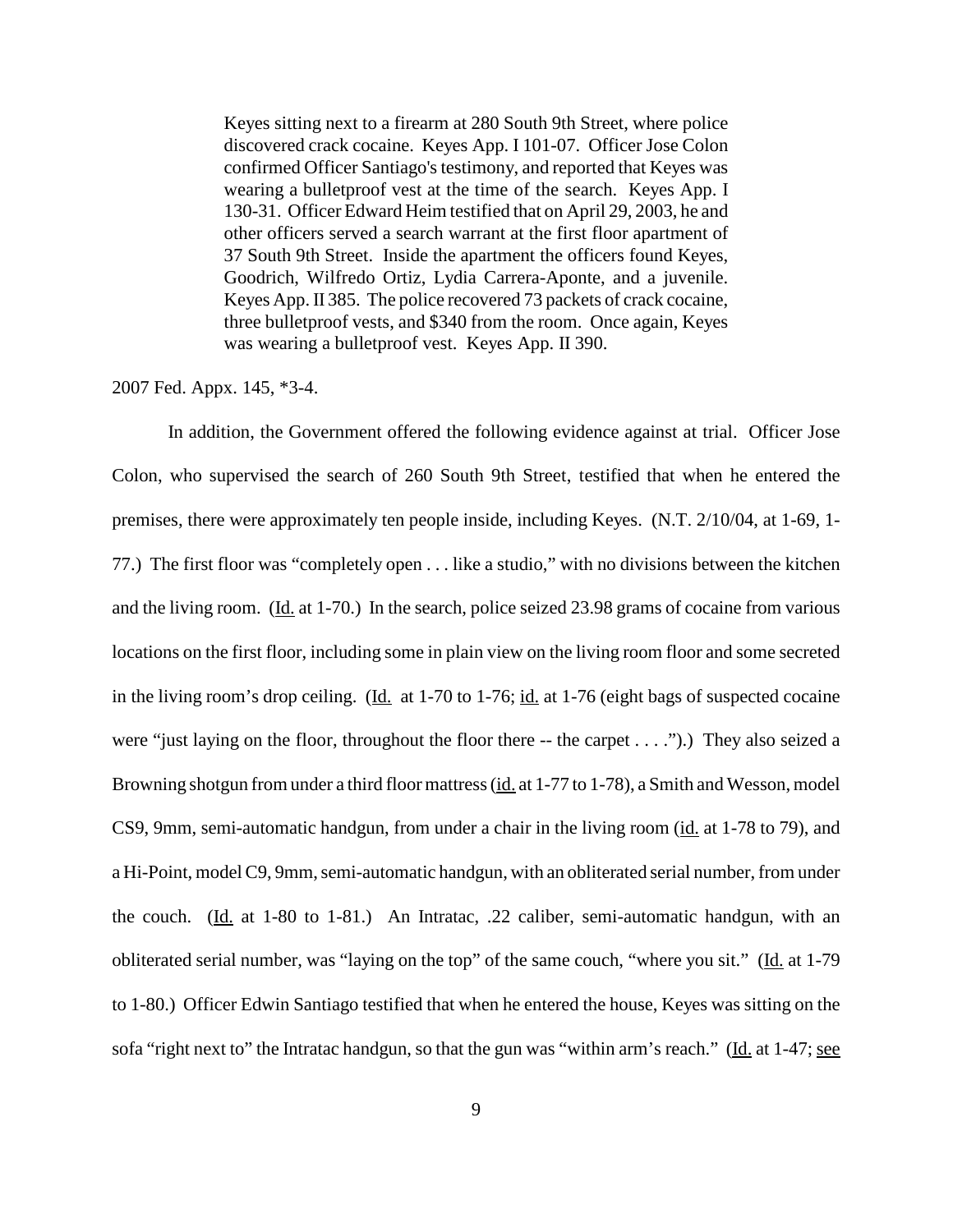> Keyes sitting next to a firearm at 280 South 9th Street, where police discovered crack cocaine. Keyes App. I 101-07. Officer Jose Colon confirmed Officer Santiago's testimony, and reported that Keyes was wearing a bulletproof vest at the time of the search. Keyes App. I 130-31. Officer Edward Heim testified that on April 29, 2003, he and other officers served a search warrant at the first floor apartment of 37 South 9th Street. Inside the apartment the officers found Keyes, Goodrich, Wilfredo Ortiz, Lydia Carrera-Aponte, and a juvenile. Keyes App. II 385. The police recovered 73 packets of crack cocaine, three bulletproof vests, and $340 from the room. Once again, Keyes was wearing a bulletproof vest. Keyes App. II 390.

2007 Fed. Appx. 145, *3-4.

In addition, the Government offered the following evidence against at trial. Officer Jose Colon, who supervised the search of 260 South 9th Street, testified that when he entered the premises, there were approximately ten people inside, including Keyes. (N.T. 2/10/04, at 1-69, 1-77.) The first floor was "completely open . . . like a studio," with no divisions between the kitchen and the living room. (Id. at 1-70.) In the search, police seized 23.98 grams of cocaine from various locations on the first floor, including some in plain view on the living room floor and some secreted in the living room's drop ceiling. (Id. at 1-70 to 1-76; id. at 1-76 (eight bags of suspected cocaine were "just laying on the floor, throughout the floor there -- the carpet . . . .").) They also seized a Browning shotgun from under a third floor mattress (id. at 1-77 to 1-78), a Smith and Wesson, model CS9, 9mm, semi-automatic handgun, from under a chair in the living room (id. at 1-78 to 79), and a Hi-Point, model C9, 9mm, semi-automatic handgun, with an obliterated serial number, from under the couch. (Id. at 1-80 to 1-81.) An Intratac, .22 caliber, semi-automatic handgun, with an obliterated serial number, was "laying on the top" of the same couch, "where you sit." (Id. at 1-79 to 1-80.) Officer Edwin Santiago testified that when he entered the house, Keyes was sitting on the sofa "right next to" the Intratac handgun, so that the gun was "within arm's reach." (Id. at 1-47; see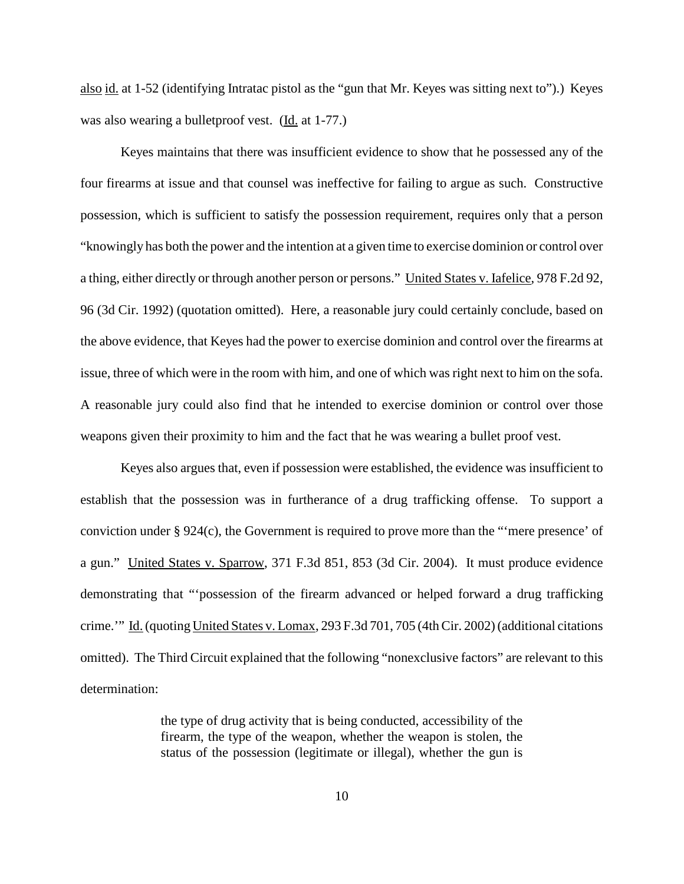also id. at 1-52 (identifying Intratac pistol as the "gun that Mr. Keyes was sitting next to").) Keyes was also wearing a bulletproof vest. (Id. at 1-77.)

Keyes maintains that there was insufficient evidence to show that he possessed any of the four firearms at issue and that counsel was ineffective for failing to argue as such. Constructive possession, which is sufficient to satisfy the possession requirement, requires only that a person "knowingly has both the power and the intention at a given time to exercise dominion or control over a thing, either directly or through another person or persons." United States v. Iafelice, 978 F.2d 92, 96 (3d Cir. 1992) (quotation omitted). Here, a reasonable jury could certainly conclude, based on the above evidence, that Keyes had the power to exercise dominion and control over the firearms at issue, three of which were in the room with him, and one of which was right next to him on the sofa. A reasonable jury could also find that he intended to exercise dominion or control over those weapons given their proximity to him and the fact that he was wearing a bullet proof vest.

Keyes also argues that, even if possession were established, the evidence was insufficient to establish that the possession was in furtherance of a drug trafficking offense. To support a conviction under § 924(c), the Government is required to prove more than the "'mere presence' of a gun." United States v. Sparrow, 371 F.3d 851, 853 (3d Cir. 2004). It must produce evidence demonstrating that "'possession of the firearm advanced or helped forward a drug trafficking crime.'" Id. (quoting United States v. Lomax, 293 F.3d 701, 705 (4th Cir. 2002) (additional citations omitted). The Third Circuit explained that the following "nonexclusive factors" are relevant to this determination:

> the type of drug activity that is being conducted, accessibility of the firearm, the type of the weapon, whether the weapon is stolen, the status of the possession (legitimate or illegal), whether the gun is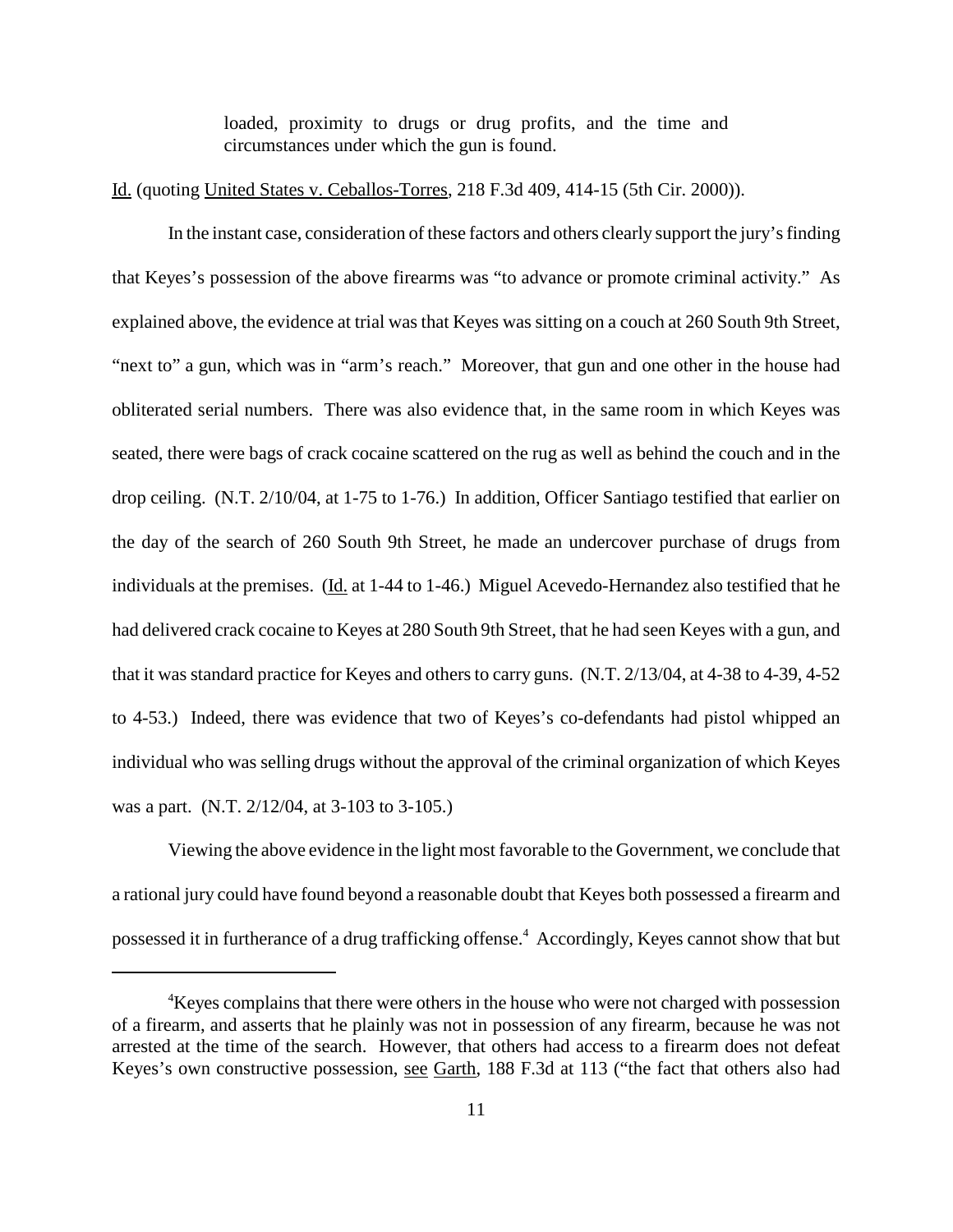> loaded, proximity to drugs or drug profits, and the time and circumstances under which the gun is found.

Id. (quoting United States v. Ceballos-Torres, 218 F.3d 409, 414-15 (5th Cir. 2000)).

In the instant case, consideration of these factors and others clearly support the jury's finding that Keyes's possession of the above firearms was "to advance or promote criminal activity." As explained above, the evidence at trial was that Keyes was sitting on a couch at 260 South 9th Street, "next to" a gun, which was in "arm's reach." Moreover, that gun and one other in the house had obliterated serial numbers. There was also evidence that, in the same room in which Keyes was seated, there were bags of crack cocaine scattered on the rug as well as behind the couch and in the drop ceiling. (N.T. 2/10/04, at 1-75 to 1-76.) In addition, Officer Santiago testified that earlier on the day of the search of 260 South 9th Street, he made an undercover purchase of drugs from individuals at the premises. (Id. at 1-44 to 1-46.) Miguel Acevedo-Hernandez also testified that he had delivered crack cocaine to Keyes at 280 South 9th Street, that he had seen Keyes with a gun, and that it was standard practice for Keyes and others to carry guns. (N.T. 2/13/04, at 4-38 to 4-39, 4-52 to 4-53.) Indeed, there was evidence that two of Keyes's co-defendants had pistol whipped an individual who was selling drugs without the approval of the criminal organization of which Keyes was a part. (N.T. 2/12/04, at 3-103 to 3-105.)

Viewing the above evidence in the light most favorable to the Government, we conclude that a rational jury could have found beyond a reasonable doubt that Keyes both possessed a firearm and possessed it in furtherance of a drug trafficking offense.[4] Accordingly, Keyes cannot show that but

---

[4] Keyes complains that there were others in the house who were not charged with possession of a firearm, and asserts that he plainly was not in possession of any firearm, because he was not arrested at the time of the search. However, that others had access to a firearm does not defeat Keyes's own constructive possession, see Garth, 188 F.3d at 113 ("the fact that others also had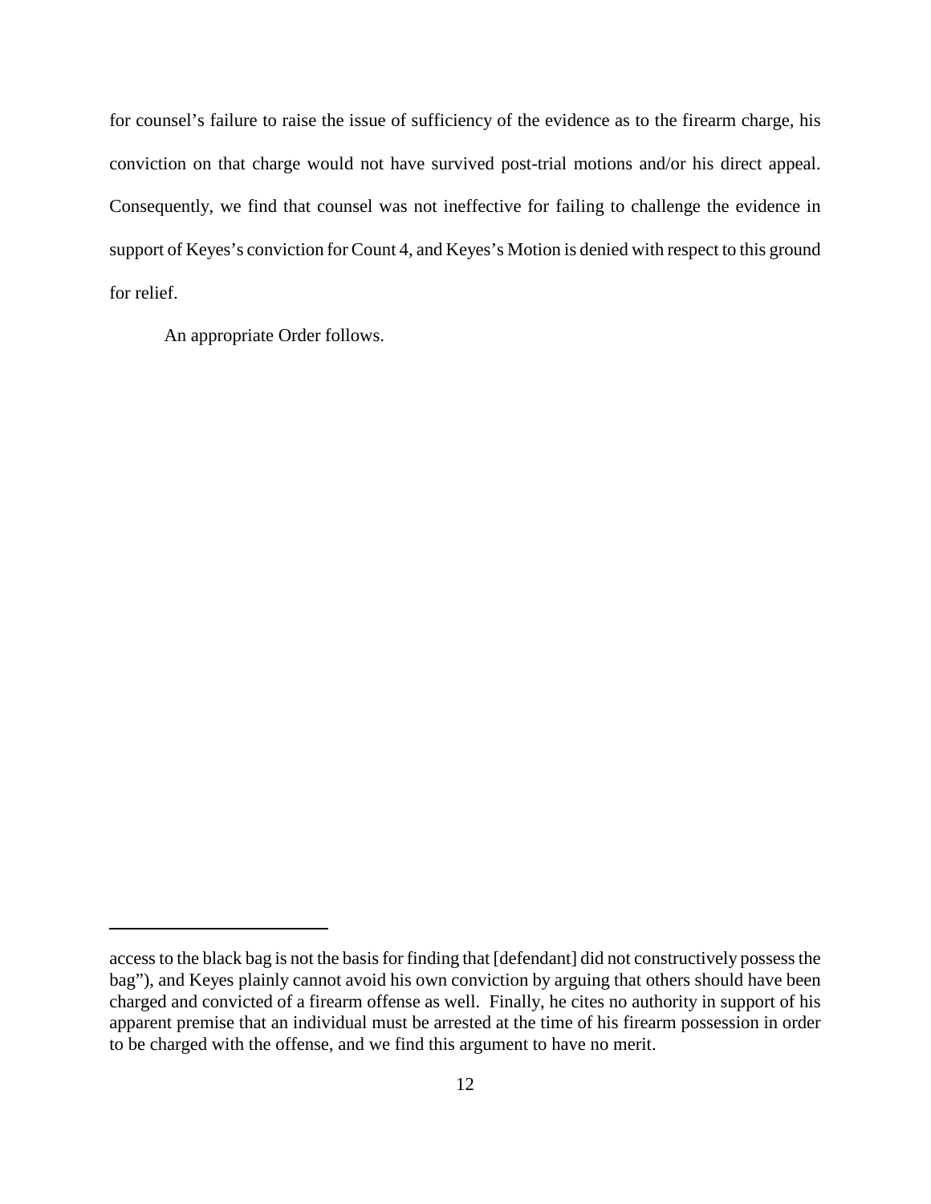for counsel's failure to raise the issue of sufficiency of the evidence as to the firearm charge, his conviction on that charge would not have survived post-trial motions and/or his direct appeal. Consequently, we find that counsel was not ineffective for failing to challenge the evidence in support of Keyes's conviction for Count 4, and Keyes's Motion is denied with respect to this ground for relief.

An appropriate Order follows.

---

access to the black bag is not the basis for finding that [defendant] did not constructively possess the bag"), and Keyes plainly cannot avoid his own conviction by arguing that others should have been charged and convicted of a firearm offense as well. Finally, he cites no authority in support of his apparent premise that an individual must be arrested at the time of his firearm possession in order to be charged with the offense, and we find this argument to have no merit.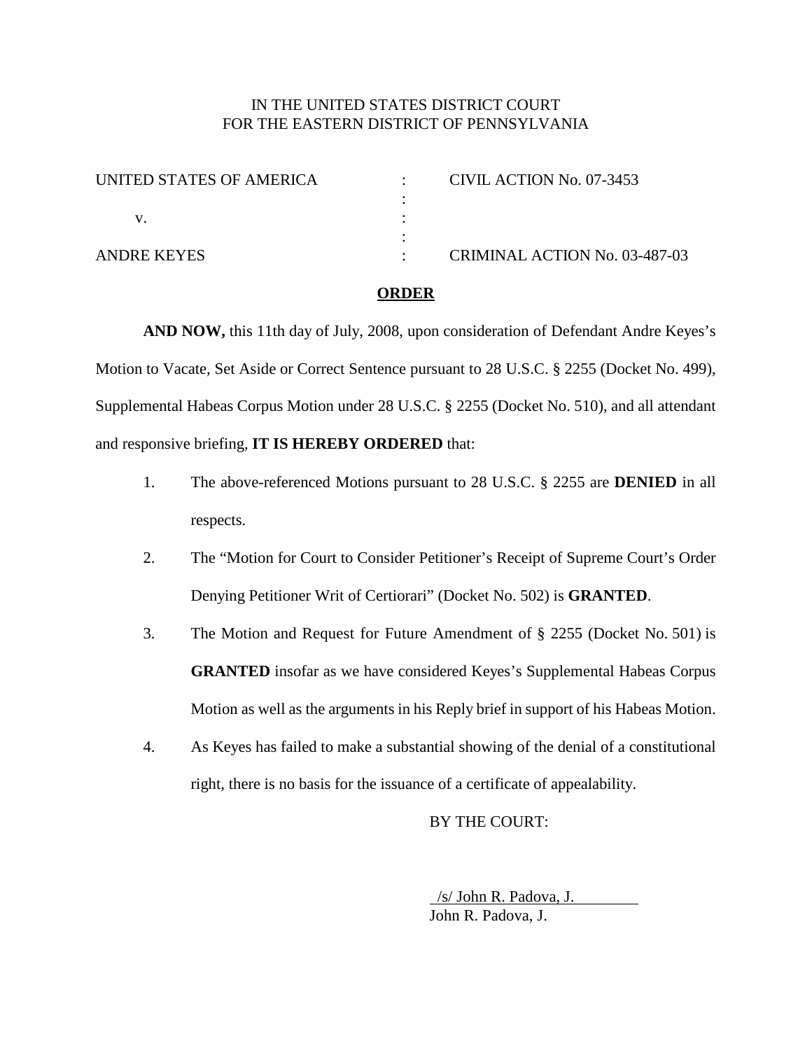IN THE UNITED STATES DISTRICT COURT
FOR THE EASTERN DISTRICT OF PENNSYLVANIA

| | | |
|---|---|---|
| UNITED STATES OF AMERICA | : | CIVIL ACTION No. 07-3453 |
| | : | |
| v. | : | |
| | : | |
| ANDRE KEYES | : | CRIMINAL ACTION No. 03-487-03 |

**ORDER**

**AND NOW,** this 11th day of July, 2008, upon consideration of Defendant Andre Keyes's Motion to Vacate, Set Aside or Correct Sentence pursuant to 28 U.S.C. § 2255 (Docket No. 499), Supplemental Habeas Corpus Motion under 28 U.S.C. § 2255 (Docket No. 510), and all attendant and responsive briefing, **IT IS HEREBY ORDERED** that:

1. The above-referenced Motions pursuant to 28 U.S.C. § 2255 are **DENIED** in all respects.
2. The "Motion for Court to Consider Petitioner's Receipt of Supreme Court's Order Denying Petitioner Writ of Certiorari" (Docket No. 502) is **GRANTED**.
3. The Motion and Request for Future Amendment of § 2255 (Docket No. 501) is **GRANTED** insofar as we have considered Keyes's Supplemental Habeas Corpus Motion as well as the arguments in his Reply brief in support of his Habeas Motion.
4. As Keyes has failed to make a substantial showing of the denial of a constitutional right, there is no basis for the issuance of a certificate of appealability.

BY THE COURT:

/s/ John R. Padova, J.
John R. Padova, J.